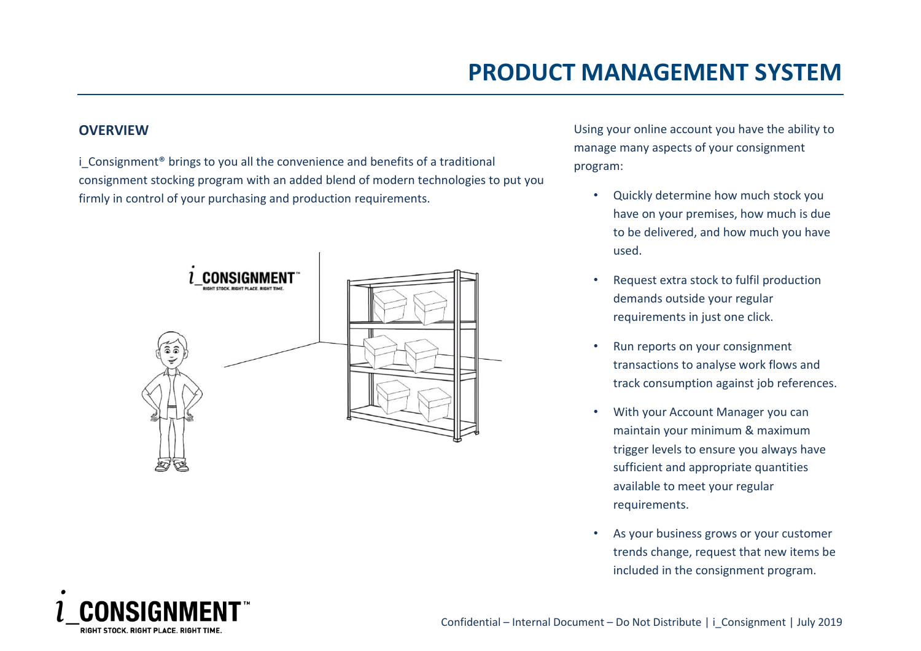# PRODUCT MANAGEMENT SYSTEM

## OVERVIEW

i_Consignment® brings to you all the convenience and benefits of a traditional consignment stocking program with an added blend of modern technologies to put you firmly in control of your purchasing and production requirements.

Using your online account you have the ability to manage many aspects of your consignment program:

- Quickly determine how much stock you have on your premises, how much is due to be delivered, and how much you have used.
- Request extra stock to fulfil production demands outside your regular requirements in just one click.
- Run reports on your consignment transactions to analyse work flows and track consumption against job references.
- With your Account Manager you can maintain your minimum & maximum trigger levels to ensure you always have sufficient and appropriate quantities available to meet your regular requirements.
- As your business grows or your customer trends change, request that new items be included in the consignment program.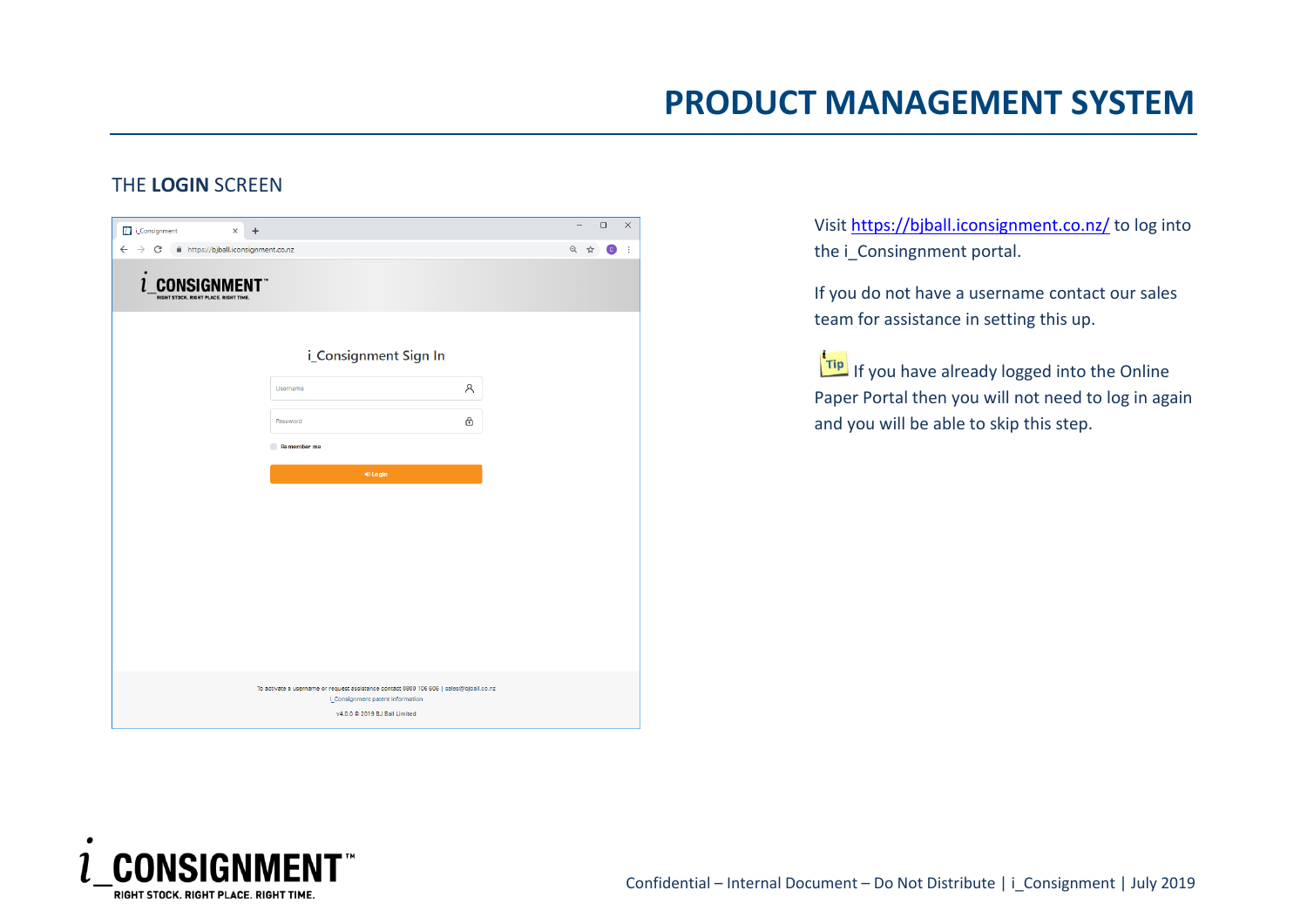# PRODUCT MANAGEMENT SYSTEM

## THE **LOGIN** SCREEN

Visit [https://bjball.iconsignment.co.nz/](https://bjball.iconsignment.co.nz/) to log into the i_Consingnment portal.

If you do not have a username contact our sales team for assistance in setting this up.

Tip If you have already logged into the Online Paper Portal then you will not need to log in again and you will be able to skip this step.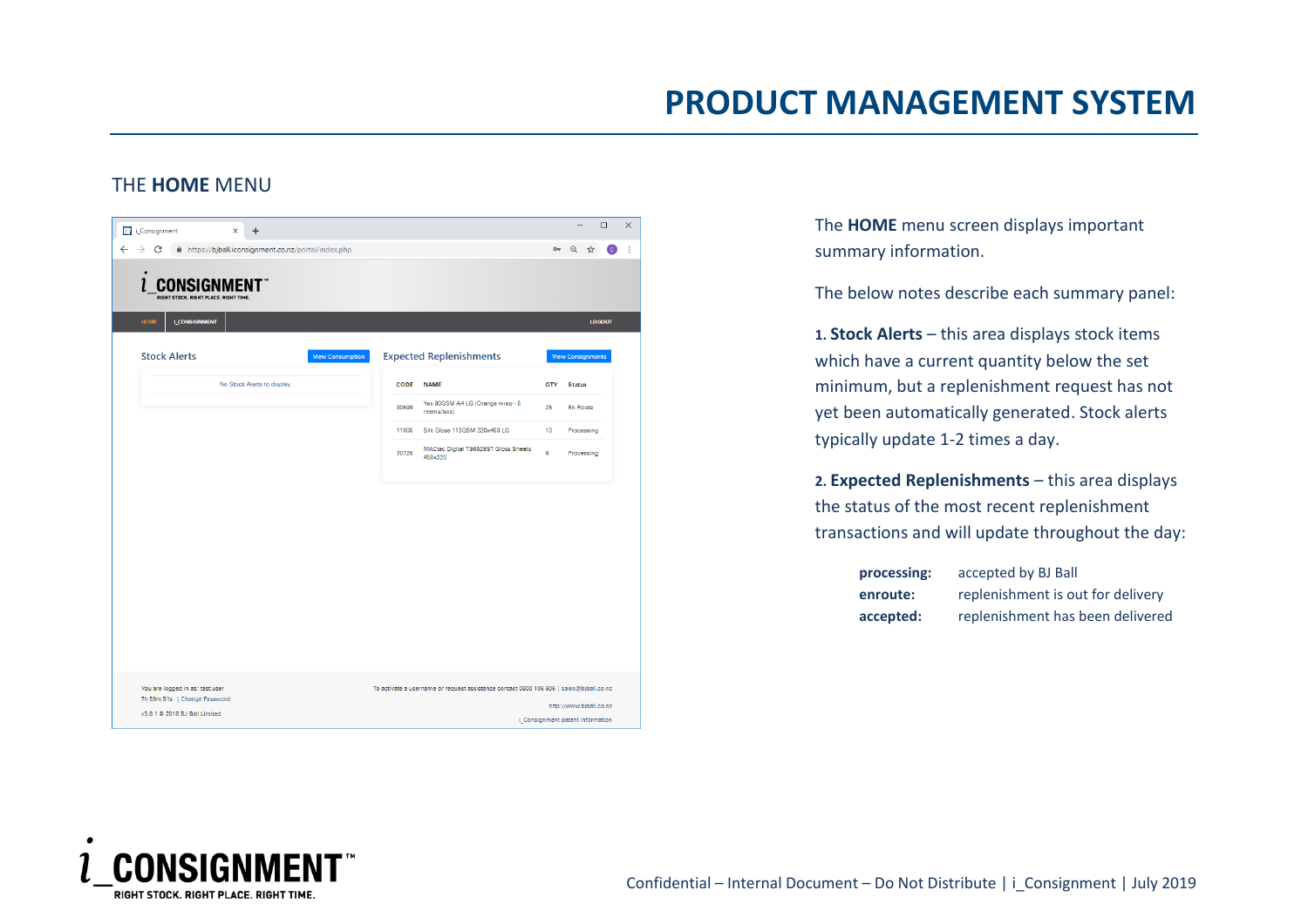# PRODUCT MANAGEMENT SYSTEM

## THE **HOME** MENU

The **HOME** menu screen displays important summary information.

The below notes describe each summary panel:

**1. Stock Alerts** – this area displays stock items which have a current quantity below the set minimum, but a replenishment request has not yet been automatically generated. Stock alerts typically update 1-2 times a day.

**2. Expected Replenishments** – this area displays the status of the most recent replenishment transactions and will update throughout the day:

| | |
|---|---|
| **processing:** | accepted by BJ Ball |
| **enroute:** | replenishment is out for delivery |
| **accepted:** | replenishment has been delivered |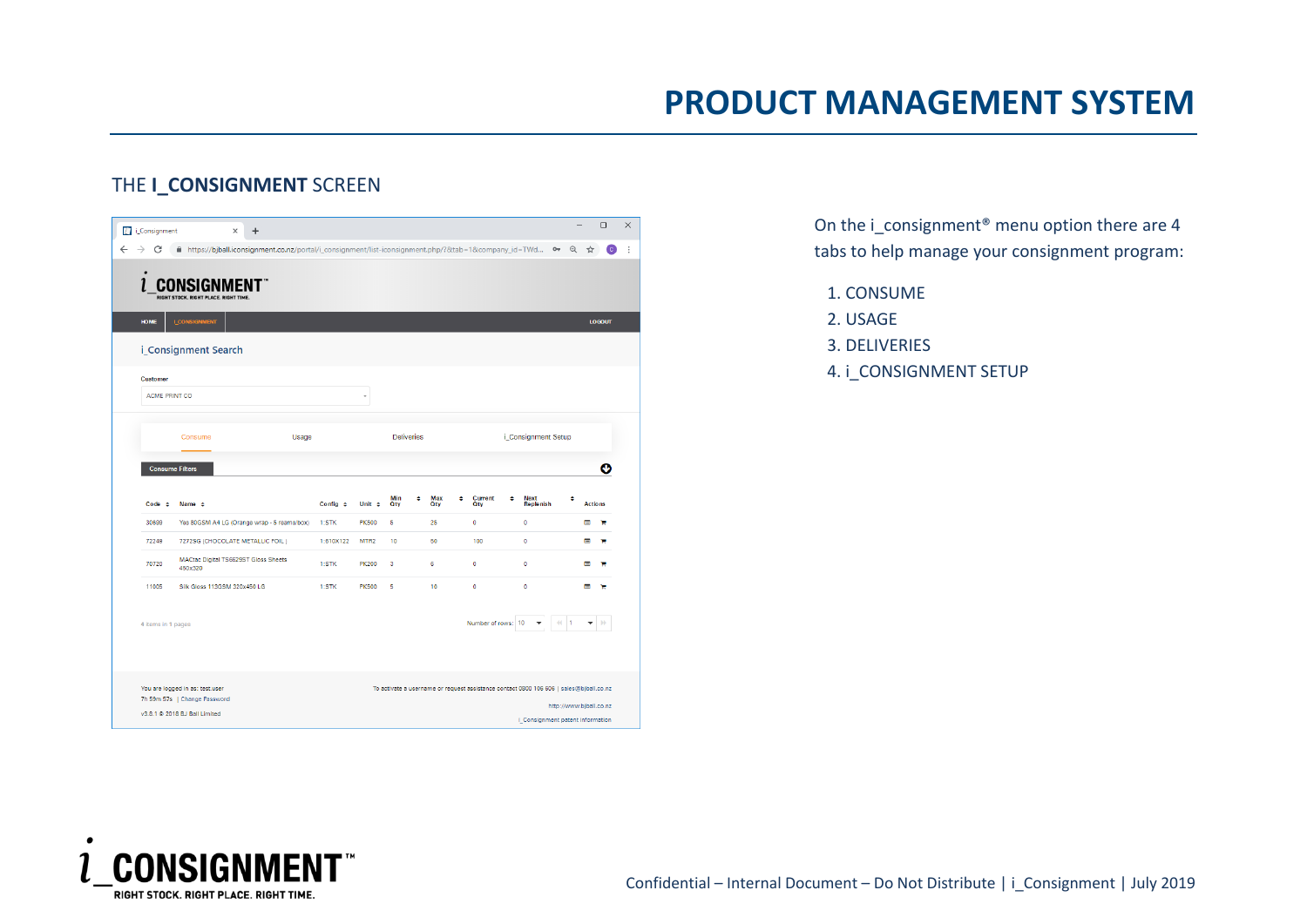# PRODUCT MANAGEMENT SYSTEM

## THE **I_CONSIGNMENT** SCREEN

On the i_consignment® menu option there are 4 tabs to help manage your consignment program:

1. CONSUME
2. USAGE
3. DELIVERIES
4. i_CONSIGNMENT SETUP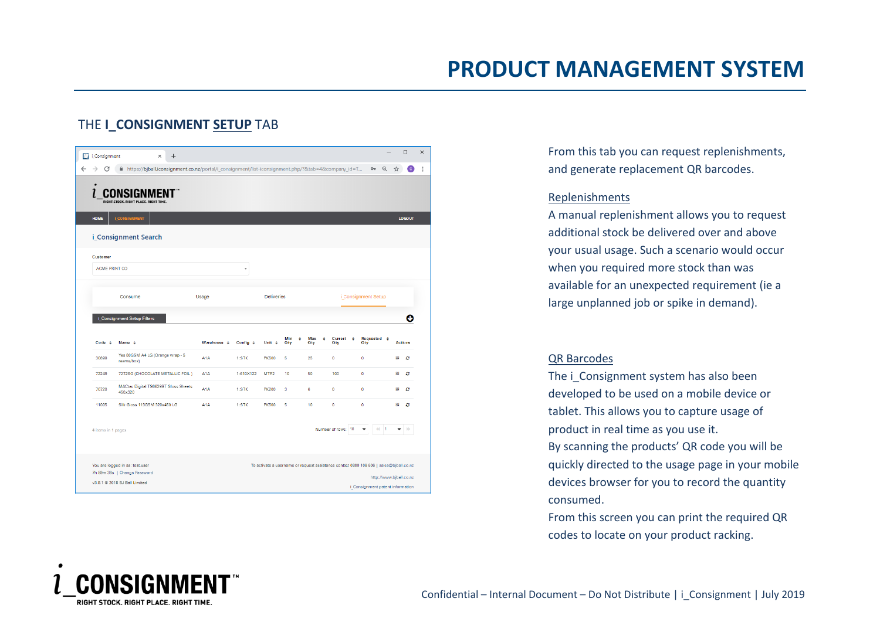# PRODUCT MANAGEMENT SYSTEM

## THE I_CONSIGNMENT SETUP TAB

From this tab you can request replenishments, and generate replacement QR barcodes.

### Replenishments

A manual replenishment allows you to request additional stock be delivered over and above your usual usage. Such a scenario would occur when you required more stock than was available for an unexpected requirement (ie a large unplanned job or spike in demand).

### QR Barcodes

The i_Consignment system has also been developed to be used on a mobile device or tablet. This allows you to capture usage of product in real time as you use it.

By scanning the products' QR code you will be quickly directed to the usage page in your mobile devices browser for you to record the quantity consumed.

From this screen you can print the required QR codes to locate on your product racking.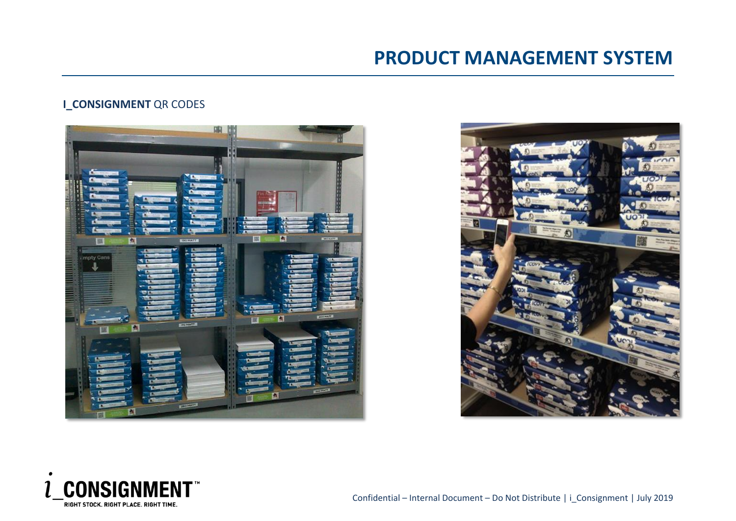# PRODUCT MANAGEMENT SYSTEM

**I_CONSIGNMENT** QR CODES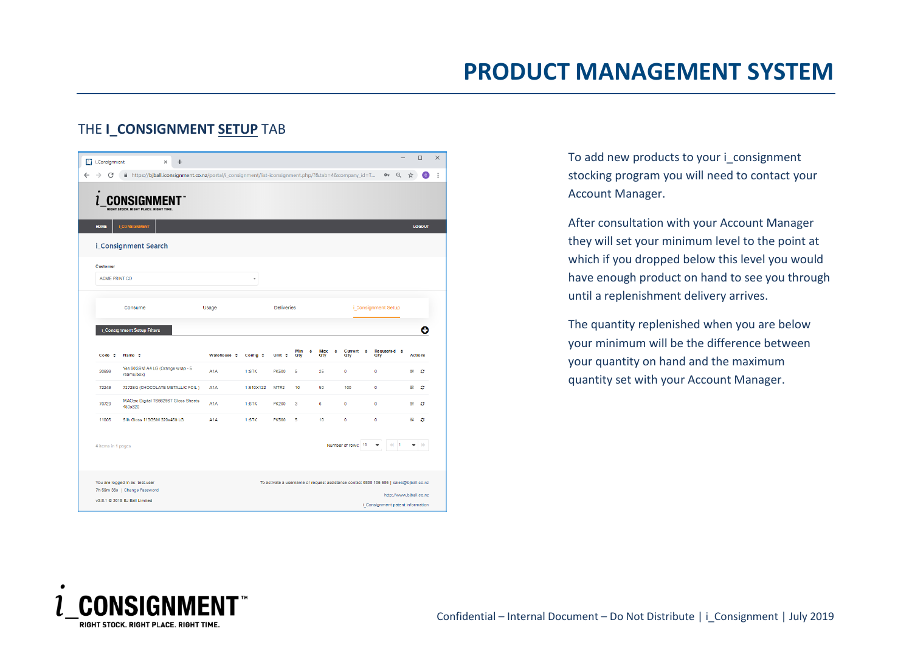# PRODUCT MANAGEMENT SYSTEM

## THE I_CONSIGNMENT SETUP TAB

To add new products to your i_consignment stocking program you will need to contact your Account Manager.

After consultation with your Account Manager they will set your minimum level to the point at which if you dropped below this level you would have enough product on hand to see you through until a replenishment delivery arrives.

The quantity replenished when you are below your minimum will be the difference between your quantity on hand and the maximum quantity set with your Account Manager.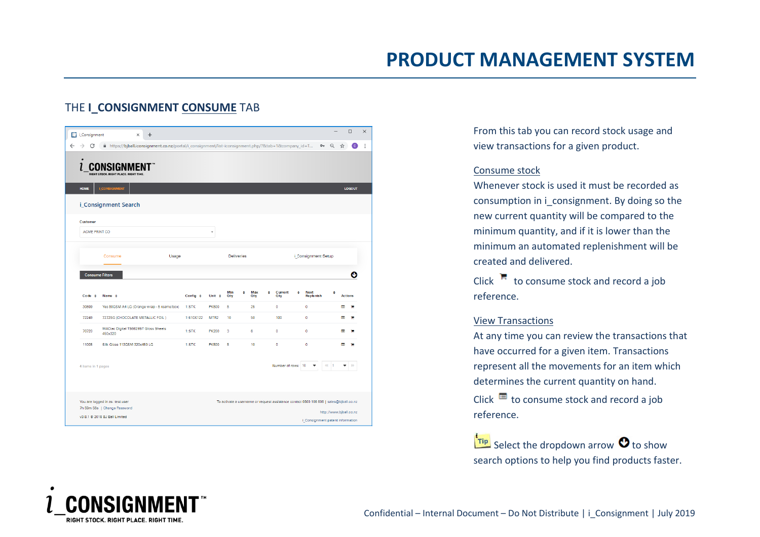# PRODUCT MANAGEMENT SYSTEM

## THE I_CONSIGNMENT CONSUME TAB

From this tab you can record stock usage and view transactions for a given product.

### Consume stock

Whenever stock is used it must be recorded as consumption in i_consignment. By doing so the new current quantity will be compared to the minimum quantity, and if it is lower than the minimum an automated replenishment will be created and delivered.

Click to consume stock and record a job reference.

### View Transactions

At any time you can review the transactions that have occurred for a given item. Transactions represent all the movements for an item which determines the current quantity on hand.

Click to consume stock and record a job reference.

Tip Select the dropdown arrow to show search options to help you find products faster.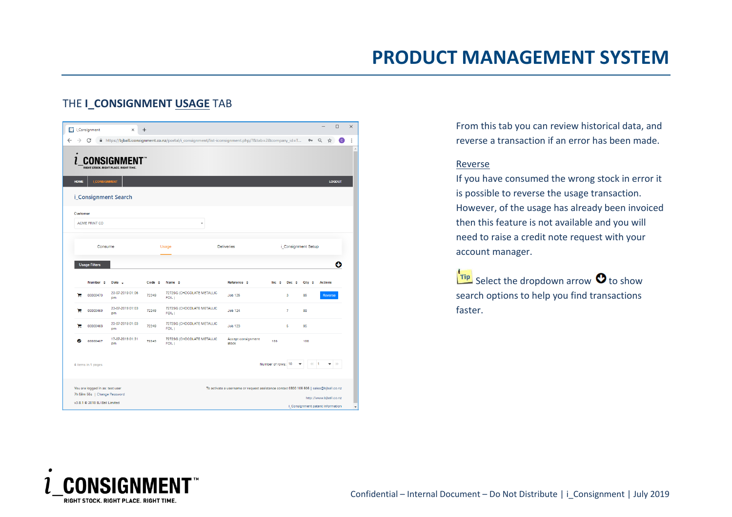## THE I_CONSIGNMENT USAGE TAB

From this tab you can review historical data, and reverse a transaction if an error has been made.

Reverse

If you have consumed the wrong stock in error it is possible to reverse the usage transaction. However, of the usage has already been invoiced then this feature is not available and you will need to raise a credit note request with your account manager.

Tip Select the dropdown arrow to show search options to help you find transactions faster.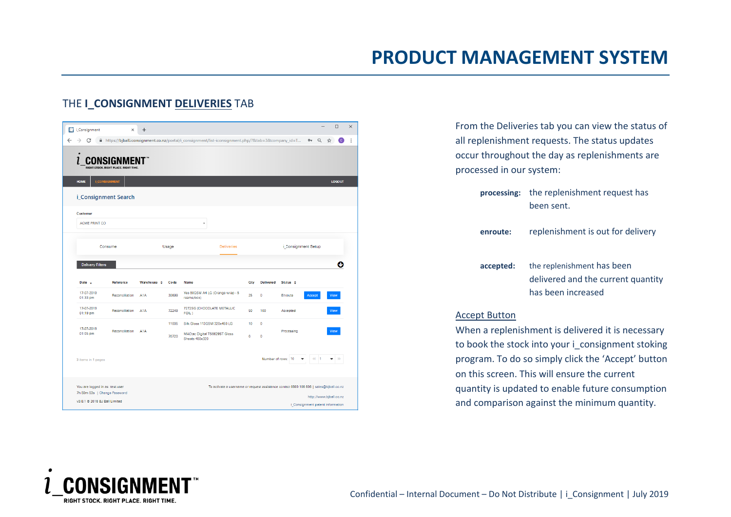# PRODUCT MANAGEMENT SYSTEM

## THE I_CONSIGNMENT DELIVERIES TAB

From the Deliveries tab you can view the status of all replenishment requests. The status updates occur throughout the day as replenishments are processed in our system:

**processing:** the replenishment request has been sent.

**enroute:** replenishment is out for delivery

**accepted:** the replenishment has been delivered and the current quantity has been increased

### Accept Button

When a replenishment is delivered it is necessary to book the stock into your i_consignment stoking program. To do so simply click the 'Accept' button on this screen. This will ensure the current quantity is updated to enable future consumption and comparison against the minimum quantity.

Confidential – Internal Document – Do Not Distribute | i_Consignment | July 2019